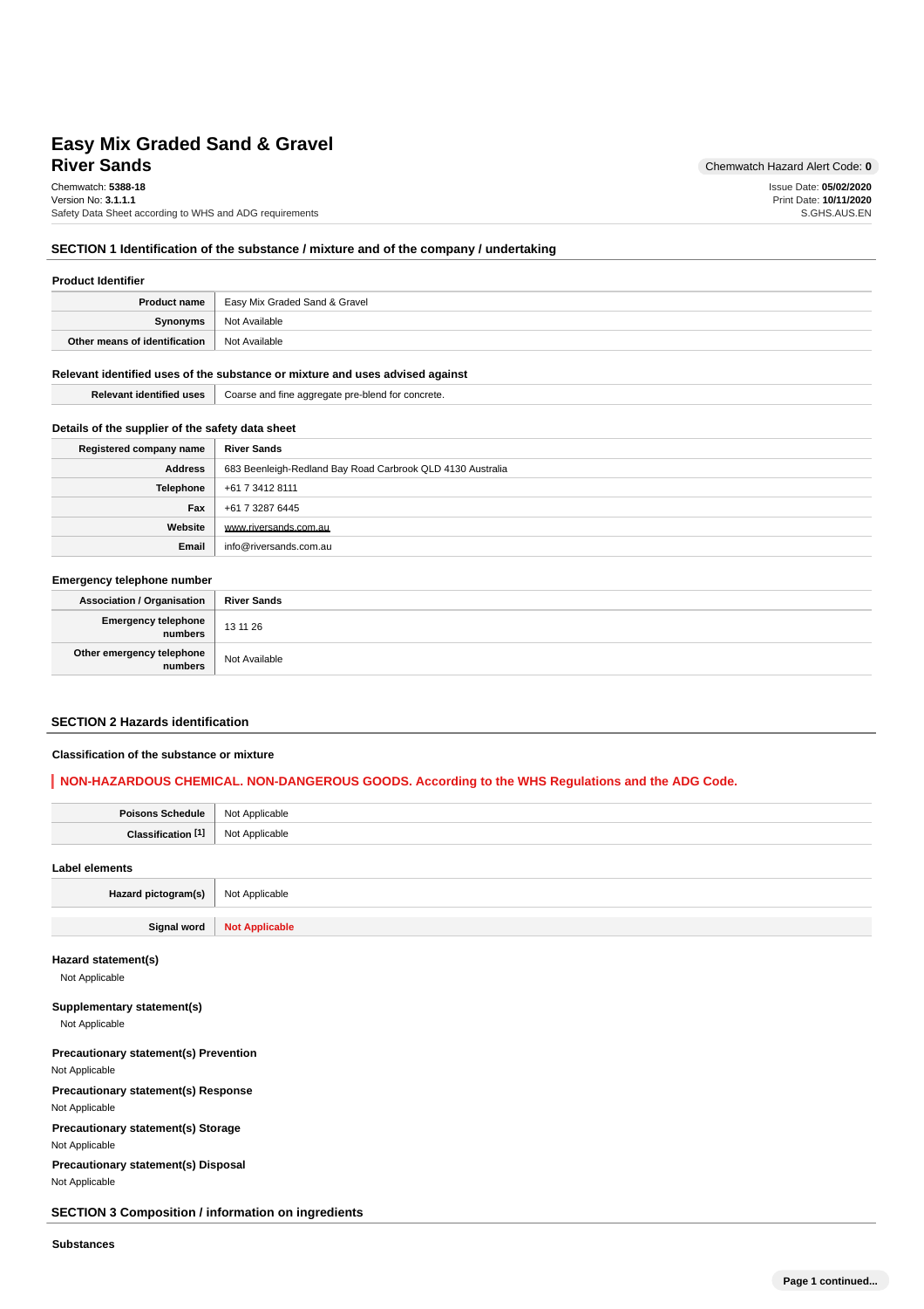# Easy Mix Graded Sand & Gravel
## River Sands

Chemwatch Hazard Alert Code: **0**

Chemwatch: **5388-18**
Version No: **3.1.1.1**
Safety Data Sheet according to WHS and ADG requirements

Issue Date: **05/02/2020**
Print Date: **10/11/2020**
S.GHS.AUS.EN

## SECTION 1 Identification of the substance / mixture and of the company / undertaking

### Product Identifier

| | |
|---|---|
| **Product name** | Easy Mix Graded Sand & Gravel |
| **Synonyms** | Not Available |
| **Other means of identification** | Not Available |

### Relevant identified uses of the substance or mixture and uses advised against

| | |
|---|---|
| **Relevant identified uses** | Coarse and fine aggregate pre-blend for concrete. |

### Details of the supplier of the safety data sheet

| | |
|---|---|
| **Registered company name** | **River Sands** |
| **Address** | 683 Beenleigh-Redland Bay Road Carbrook QLD 4130 Australia |
| **Telephone** | +61 7 3412 8111 |
| **Fax** | +61 7 3287 6445 |
| **Website** | www.riversands.com.au |
| **Email** | info@riversands.com.au |

### Emergency telephone number

| | |
|---|---|
| **Association / Organisation** | **River Sands** |
| **Emergency telephone numbers** | 13 11 26 |
| **Other emergency telephone numbers** | Not Available |

## SECTION 2 Hazards identification

### Classification of the substance or mixture

**NON-HAZARDOUS CHEMICAL. NON-DANGEROUS GOODS. According to the WHS Regulations and the ADG Code.**

| | |
|---|---|
| **Poisons Schedule** | Not Applicable |
| **Classification [1]** | Not Applicable |

### Label elements

| | |
|---|---|
| **Hazard pictogram(s)** | Not Applicable |
| **Signal word** | **Not Applicable** |

### Hazard statement(s)

Not Applicable

### Supplementary statement(s)

Not Applicable

### Precautionary statement(s) Prevention

Not Applicable

### Precautionary statement(s) Response

Not Applicable

### Precautionary statement(s) Storage

Not Applicable

### Precautionary statement(s) Disposal

Not Applicable

## SECTION 3 Composition / information on ingredients

### Substances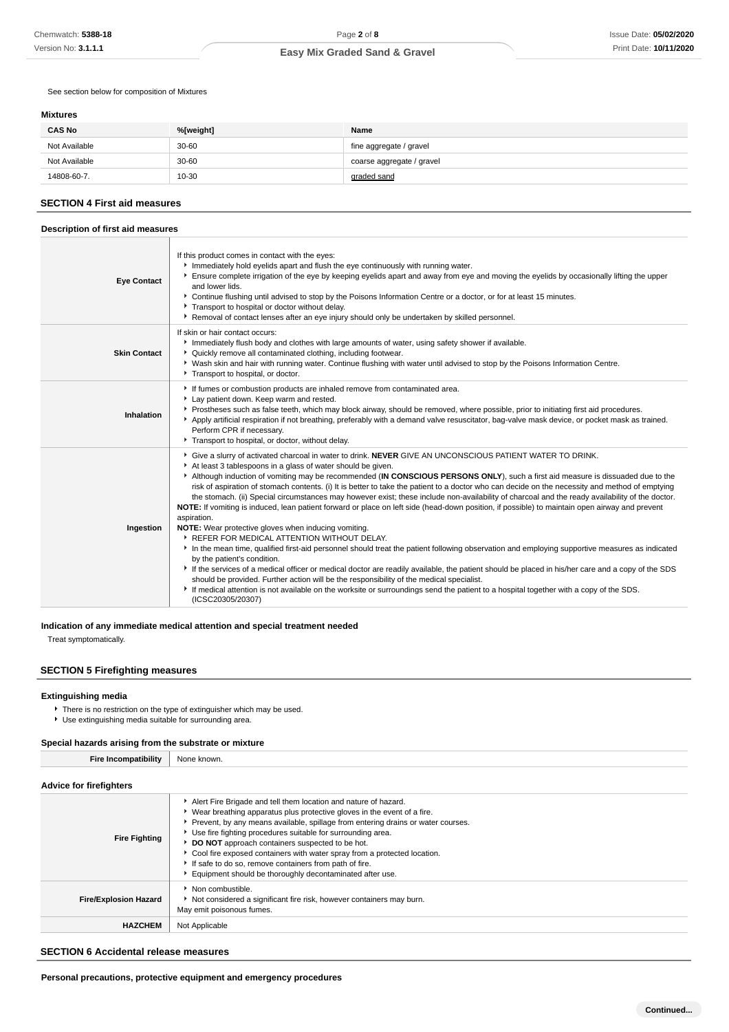See section below for composition of Mixtures

### Mixtures

| CAS No | %[weight] | Name |
|---|---|---|
| Not Available | 30-60 | fine aggregate / gravel |
| Not Available | 30-60 | coarse aggregate / gravel |
| 14808-60-7. | 10-30 | graded sand |

## SECTION 4 First aid measures

### Description of first aid measures

| | |
|---|---|
| **Eye Contact** | If this product comes in contact with the eyes:<br>▸ Immediately hold eyelids apart and flush the eye continuously with running water.<br>▸ Ensure complete irrigation of the eye by keeping eyelids apart and away from eye and moving the eyelids by occasionally lifting the upper and lower lids.<br>▸ Continue flushing until advised to stop by the Poisons Information Centre or a doctor, or for at least 15 minutes.<br>▸ Transport to hospital or doctor without delay.<br>▸ Removal of contact lenses after an eye injury should only be undertaken by skilled personnel. |
| **Skin Contact** | If skin or hair contact occurs:<br>▸ Immediately flush body and clothes with large amounts of water, using safety shower if available.<br>▸ Quickly remove all contaminated clothing, including footwear.<br>▸ Wash skin and hair with running water. Continue flushing with water until advised to stop by the Poisons Information Centre.<br>▸ Transport to hospital, or doctor. |
| **Inhalation** | ▸ If fumes or combustion products are inhaled remove from contaminated area.<br>▸ Lay patient down. Keep warm and rested.<br>▸ Prostheses such as false teeth, which may block airway, should be removed, where possible, prior to initiating first aid procedures.<br>▸ Apply artificial respiration if not breathing, preferably with a demand valve resuscitator, bag-valve mask device, or pocket mask as trained. Perform CPR if necessary.<br>▸ Transport to hospital, or doctor, without delay. |
| **Ingestion** | ▸ Give a slurry of activated charcoal in water to drink. **NEVER** GIVE AN UNCONSCIOUS PATIENT WATER TO DRINK.<br>▸ At least 3 tablespoons in a glass of water should be given.<br>▸ Although induction of vomiting may be recommended (**IN CONSCIOUS PERSONS ONLY**), such a first aid measure is dissuaded due to the risk of aspiration of stomach contents. (i) It is better to take the patient to a doctor who can decide on the necessity and method of emptying the stomach. (ii) Special circumstances may however exist; these include non-availability of charcoal and the ready availability of the doctor.<br>**NOTE:** If vomiting is induced, lean patient forward or place on left side (head-down position, if possible) to maintain open airway and prevent aspiration.<br>**NOTE:** Wear protective gloves when inducing vomiting.<br>▸ REFER FOR MEDICAL ATTENTION WITHOUT DELAY.<br>▸ In the mean time, qualified first-aid personnel should treat the patient following observation and employing supportive measures as indicated by the patient's condition.<br>▸ If the services of a medical officer or medical doctor are readily available, the patient should be placed in his/her care and a copy of the SDS should be provided. Further action will be the responsibility of the medical specialist.<br>▸ If medical attention is not available on the worksite or surroundings send the patient to a hospital together with a copy of the SDS. (ICSC20305/20307) |

### Indication of any immediate medical attention and special treatment needed

Treat symptomatically.

## SECTION 5 Firefighting measures

### Extinguishing media

- There is no restriction on the type of extinguisher which may be used.
- Use extinguishing media suitable for surrounding area.

### Special hazards arising from the substrate or mixture

| | |
|---|---|
| **Fire Incompatibility** | None known. |

### Advice for firefighters

| | |
|---|---|
| **Fire Fighting** | ▸ Alert Fire Brigade and tell them location and nature of hazard.<br>▸ Wear breathing apparatus plus protective gloves in the event of a fire.<br>▸ Prevent, by any means available, spillage from entering drains or water courses.<br>▸ Use fire fighting procedures suitable for surrounding area.<br>▸ **DO NOT** approach containers suspected to be hot.<br>▸ Cool fire exposed containers with water spray from a protected location.<br>▸ If safe to do so, remove containers from path of fire.<br>▸ Equipment should be thoroughly decontaminated after use. |
| **Fire/Explosion Hazard** | ▸ Non combustible.<br>▸ Not considered a significant fire risk, however containers may burn.<br>May emit poisonous fumes. |
| **HAZCHEM** | Not Applicable |

## SECTION 6 Accidental release measures

### Personal precautions, protective equipment and emergency procedures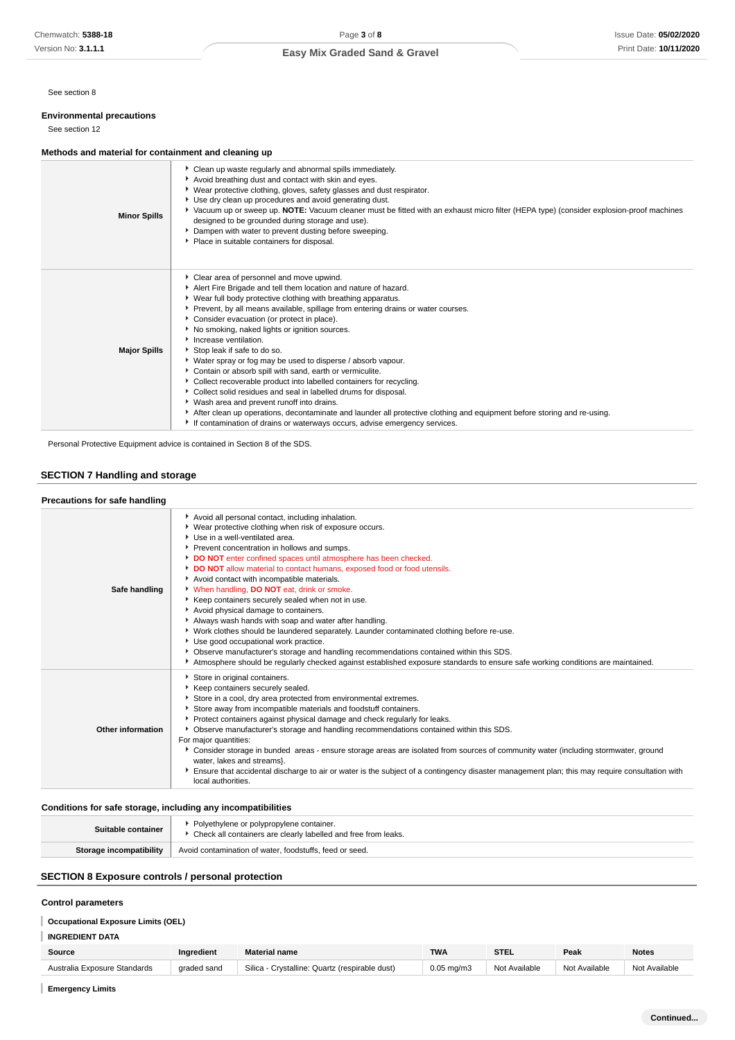See section 8

### Environmental precautions

See section 12

### Methods and material for containment and cleaning up

| | |
|---|---|
| **Minor Spills** | ‣ Clean up waste regularly and abnormal spills immediately.<br>‣ Avoid breathing dust and contact with skin and eyes.<br>‣ Wear protective clothing, gloves, safety glasses and dust respirator.<br>‣ Use dry clean up procedures and avoid generating dust.<br>‣ Vacuum up or sweep up. **NOTE:** Vacuum cleaner must be fitted with an exhaust micro filter (HEPA type) (consider explosion-proof machines designed to be grounded during storage and use).<br>‣ Dampen with water to prevent dusting before sweeping.<br>‣ Place in suitable containers for disposal. |
| **Major Spills** | ‣ Clear area of personnel and move upwind.<br>‣ Alert Fire Brigade and tell them location and nature of hazard.<br>‣ Wear full body protective clothing with breathing apparatus.<br>‣ Prevent, by all means available, spillage from entering drains or water courses.<br>‣ Consider evacuation (or protect in place).<br>‣ No smoking, naked lights or ignition sources.<br>‣ Increase ventilation.<br>‣ Stop leak if safe to do so.<br>‣ Water spray or fog may be used to disperse / absorb vapour.<br>‣ Contain or absorb spill with sand, earth or vermiculite.<br>‣ Collect recoverable product into labelled containers for recycling.<br>‣ Collect solid residues and seal in labelled drums for disposal.<br>‣ Wash area and prevent runoff into drains.<br>‣ After clean up operations, decontaminate and launder all protective clothing and equipment before storing and re-using.<br>‣ If contamination of drains or waterways occurs, advise emergency services. |

Personal Protective Equipment advice is contained in Section 8 of the SDS.

## SECTION 7 Handling and storage

### Precautions for safe handling

| | |
|---|---|
| **Safe handling** | ‣ Avoid all personal contact, including inhalation.<br>‣ Wear protective clothing when risk of exposure occurs.<br>‣ Use in a well-ventilated area.<br>‣ Prevent concentration in hollows and sumps.<br>‣ **DO NOT** enter confined spaces until atmosphere has been checked.<br>‣ **DO NOT** allow material to contact humans, exposed food or food utensils.<br>‣ Avoid contact with incompatible materials.<br>‣ When handling, **DO NOT** eat, drink or smoke.<br>‣ Keep containers securely sealed when not in use.<br>‣ Avoid physical damage to containers.<br>‣ Always wash hands with soap and water after handling.<br>‣ Work clothes should be laundered separately. Launder contaminated clothing before re-use.<br>‣ Use good occupational work practice.<br>‣ Observe manufacturer's storage and handling recommendations contained within this SDS.<br>‣ Atmosphere should be regularly checked against established exposure standards to ensure safe working conditions are maintained. |
| **Other information** | ‣ Store in original containers.<br>‣ Keep containers securely sealed.<br>‣ Store in a cool, dry area protected from environmental extremes.<br>‣ Store away from incompatible materials and foodstuff containers.<br>‣ Protect containers against physical damage and check regularly for leaks.<br>‣ Observe manufacturer's storage and handling recommendations contained within this SDS.<br>For major quantities:<br>‣ Consider storage in bunded areas - ensure storage areas are isolated from sources of community water (including stormwater, ground water, lakes and streams}.<br>‣ Ensure that accidental discharge to air or water is the subject of a contingency disaster management plan; this may require consultation with local authorities. |

### Conditions for safe storage, including any incompatibilities

| | |
|---|---|
| **Suitable container** | ‣ Polyethylene or polypropylene container.<br>‣ Check all containers are clearly labelled and free from leaks. |
| **Storage incompatibility** | Avoid contamination of water, foodstuffs, feed or seed. |

## SECTION 8 Exposure controls / personal protection

### Control parameters

**Occupational Exposure Limits (OEL)**

**INGREDIENT DATA**

| Source | Ingredient | Material name | TWA | STEL | Peak | Notes |
|---|---|---|---|---|---|---|
| Australia Exposure Standards | graded sand | Silica - Crystalline: Quartz (respirable dust) | 0.05 mg/m3 | Not Available | Not Available | Not Available |

**Emergency Limits**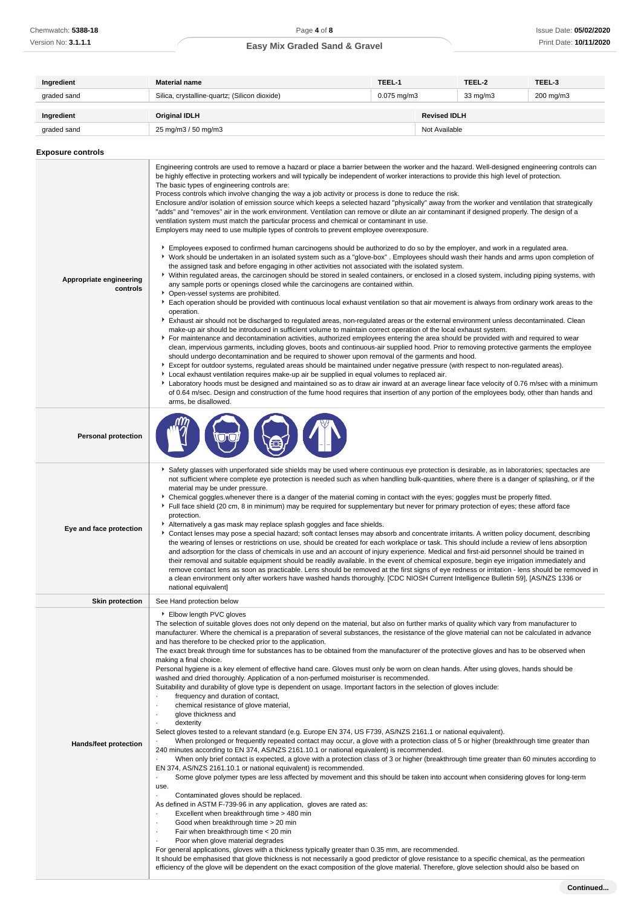| Ingredient | Material name | TEEL-1 | TEEL-2 | TEEL-3 |
|---|---|---|---|---|
| graded sand | Silica, crystalline-quartz; (Silicon dioxide) | 0.075 mg/m3 | 33 mg/m3 | 200 mg/m3 |

| Ingredient | Original IDLH | Revised IDLH |
|---|---|---|
| graded sand | 25 mg/m3 / 50 mg/m3 | Not Available |

### Exposure controls

| | |
|---|---|
| **Appropriate engineering controls** | Engineering controls are used to remove a hazard or place a barrier between the worker and the hazard. Well-designed engineering controls can be highly effective in protecting workers and will typically be independent of worker interactions to provide this high level of protection.<br>The basic types of engineering controls are:<br>Process controls which involve changing the way a job activity or process is done to reduce the risk.<br>Enclosure and/or isolation of emission source which keeps a selected hazard "physically" away from the worker and ventilation that strategically "adds" and "removes" air in the work environment. Ventilation can remove or dilute an air contaminant if designed properly. The design of a ventilation system must match the particular process and chemical or contaminant in use.<br>Employers may need to use multiple types of controls to prevent employee overexposure.<br><br>▶ Employees exposed to confirmed human carcinogens should be authorized to do so by the employer, and work in a regulated area.<br>▶ Work should be undertaken in an isolated system such as a "glove-box" . Employees should wash their hands and arms upon completion of the assigned task and before engaging in other activities not associated with the isolated system.<br>▶ Within regulated areas, the carcinogen should be stored in sealed containers, or enclosed in a closed system, including piping systems, with any sample ports or openings closed while the carcinogens are contained within.<br>▶ Open-vessel systems are prohibited.<br>▶ Each operation should be provided with continuous local exhaust ventilation so that air movement is always from ordinary work areas to the operation.<br>▶ Exhaust air should not be discharged to regulated areas, non-regulated areas or the external environment unless decontaminated. Clean make-up air should be introduced in sufficient volume to maintain correct operation of the local exhaust system.<br>▶ For maintenance and decontamination activities, authorized employees entering the area should be provided with and required to wear clean, impervious garments, including gloves, boots and continuous-air supplied hood. Prior to removing protective garments the employee should undergo decontamination and be required to shower upon removal of the garments and hood.<br>▶ Except for outdoor systems, regulated areas should be maintained under negative pressure (with respect to non-regulated areas).<br>▶ Local exhaust ventilation requires make-up air be supplied in equal volumes to replaced air.<br>▶ Laboratory hoods must be designed and maintained so as to draw air inward at an average linear face velocity of 0.76 m/sec with a minimum of 0.64 m/sec. Design and construction of the fume hood requires that insertion of any portion of the employees body, other than hands and arms, be disallowed. |
| **Personal protection** | |
| **Eye and face protection** | ▶ Safety glasses with unperforated side shields may be used where continuous eye protection is desirable, as in laboratories; spectacles are not sufficient where complete eye protection is needed such as when handling bulk-quantities, where there is a danger of splashing, or if the material may be under pressure.<br>▶ Chemical goggles.whenever there is a danger of the material coming in contact with the eyes; goggles must be properly fitted.<br>▶ Full face shield (20 cm, 8 in minimum) may be required for supplementary but never for primary protection of eyes; these afford face protection.<br>▶ Alternatively a gas mask may replace splash goggles and face shields.<br>▶ Contact lenses may pose a special hazard; soft contact lenses may absorb and concentrate irritants. A written policy document, describing the wearing of lenses or restrictions on use, should be created for each workplace or task. This should include a review of lens absorption and adsorption for the class of chemicals in use and an account of injury experience. Medical and first-aid personnel should be trained in their removal and suitable equipment should be readily available. In the event of chemical exposure, begin eye irrigation immediately and remove contact lens as soon as practicable. Lens should be removed at the first signs of eye redness or irritation - lens should be removed in a clean environment only after workers have washed hands thoroughly. [CDC NIOSH Current Intelligence Bulletin 59], [AS/NZS 1336 or national equivalent] |
| **Skin protection** | See Hand protection below |
| **Hands/feet protection** | ▶ Elbow length PVC gloves<br>The selection of suitable gloves does not only depend on the material, but also on further marks of quality which vary from manufacturer to manufacturer. Where the chemical is a preparation of several substances, the resistance of the glove material can not be calculated in advance and has therefore to be checked prior to the application.<br>The exact break through time for substances has to be obtained from the manufacturer of the protective gloves and has to be observed when making a final choice.<br>Personal hygiene is a key element of effective hand care. Gloves must only be worn on clean hands. After using gloves, hands should be washed and dried thoroughly. Application of a non-perfumed moisturiser is recommended.<br>Suitability and durability of glove type is dependent on usage. Important factors in the selection of gloves include:<br>· frequency and duration of contact,<br>· chemical resistance of glove material,<br>· glove thickness and<br>· dexterity<br>Select gloves tested to a relevant standard (e.g. Europe EN 374, US F739, AS/NZS 2161.1 or national equivalent).<br>· When prolonged or frequently repeated contact may occur, a glove with a protection class of 5 or higher (breakthrough time greater than 240 minutes according to EN 374, AS/NZS 2161.10.1 or national equivalent) is recommended.<br>· When only brief contact is expected, a glove with a protection class of 3 or higher (breakthrough time greater than 60 minutes according to EN 374, AS/NZS 2161.10.1 or national equivalent) is recommended.<br>· Some glove polymer types are less affected by movement and this should be taken into account when considering gloves for long-term use.<br>· Contaminated gloves should be replaced.<br>As defined in ASTM F-739-96 in any application, gloves are rated as:<br>· Excellent when breakthrough time > 480 min<br>· Good when breakthrough time > 20 min<br>· Fair when breakthrough time < 20 min<br>· Poor when glove material degrades<br>For general applications, gloves with a thickness typically greater than 0.35 mm, are recommended.<br>It should be emphasised that glove thickness is not necessarily a good predictor of glove resistance to a specific chemical, as the permeation efficiency of the glove will be dependent on the exact composition of the glove material. Therefore, glove selection should also be based on |

Continued...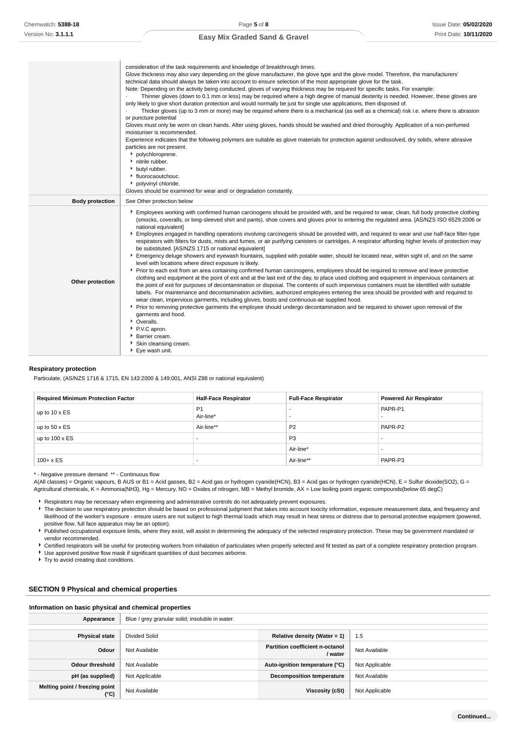| | |
|---|---|
| | consideration of the task requirements and knowledge of breakthrough times.<br>Glove thickness may also vary depending on the glove manufacturer, the glove type and the glove model. Therefore, the manufacturers' technical data should always be taken into account to ensure selection of the most appropriate glove for the task.<br>Note: Depending on the activity being conducted, gloves of varying thickness may be required for specific tasks. For example:<br>· Thinner gloves (down to 0.1 mm or less) may be required where a high degree of manual dexterity is needed. However, these gloves are only likely to give short duration protection and would normally be just for single use applications, then disposed of.<br>· Thicker gloves (up to 3 mm or more) may be required where there is a mechanical (as well as a chemical) risk i.e. where there is abrasion or puncture potential<br>Gloves must only be worn on clean hands. After using gloves, hands should be washed and dried thoroughly. Application of a non-perfumed moisturiser is recommended.<br>Experience indicates that the following polymers are suitable as glove materials for protection against undissolved, dry solids, where abrasive particles are not present.<br>▸ polychloroprene.<br>▸ nitrile rubber.<br>▸ butyl rubber.<br>▸ fluorocaoutchouc.<br>▸ polyvinyl chloride.<br>Gloves should be examined for wear and/ or degradation constantly. |
| **Body protection** | See Other protection below |
| **Other protection** | ▸ Employees working with confirmed human carcinogens should be provided with, and be required to wear, clean, full body protective clothing (smocks, coveralls, or long-sleeved shirt and pants), shoe covers and gloves prior to entering the regulated area. [AS/NZS ISO 6529:2006 or national equivalent]<br>▸ Employees engaged in handling operations involving carcinogens should be provided with, and required to wear and use half-face filter-type respirators with filters for dusts, mists and fumes, or air purifying canisters or cartridges. A respirator affording higher levels of protection may be substituted. [AS/NZS 1715 or national equivalent]<br>▸ Emergency deluge showers and eyewash fountains, supplied with potable water, should be located near, within sight of, and on the same level with locations where direct exposure is likely.<br>▸ Prior to each exit from an area containing confirmed human carcinogens, employees should be required to remove and leave protective clothing and equipment at the point of exit and at the last exit of the day, to place used clothing and equipment in impervious containers at the point of exit for purposes of decontamination or disposal. The contents of such impervious containers must be identified with suitable labels. For maintenance and decontamination activities, authorized employees entering the area should be provided with and required to wear clean, impervious garments, including gloves, boots and continuous-air supplied hood.<br>▸ Prior to removing protective garments the employee should undergo decontamination and be required to shower upon removal of the garments and hood.<br>▸ Overalls.<br>▸ P.V.C apron.<br>▸ Barrier cream.<br>▸ Skin cleansing cream.<br>▸ Eye wash unit. |

### Respiratory protection

Particulate. (AS/NZS 1716 & 1715, EN 143:2000 & 149:001, ANSI Z88 or national equivalent)

| Required Minimum Protection Factor | Half-Face Respirator | Full-Face Respirator | Powered Air Respirator |
|---|---|---|---|
| up to 10 x ES | P1<br>Air-line* | -<br>- | PAPR-P1<br>- |
| up to 50 x ES | Air-line** | P2 | PAPR-P2 |
| up to 100 x ES | - | P3 | - |
| | | Air-line* | - |
| 100+ x ES | - | Air-line** | PAPR-P3 |

* - Negative pressure demand ** - Continuous flow

A(All classes) = Organic vapours, B AUS or B1 = Acid gasses, B2 = Acid gas or hydrogen cyanide(HCN), B3 = Acid gas or hydrogen cyanide(HCN), E = Sulfur dioxide(SO2), G = Agricultural chemicals, K = Ammonia(NH3), Hg = Mercury, NO = Oxides of nitrogen, MB = Methyl bromide, AX = Low boiling point organic compounds(below 65 degC)

- Respirators may be necessary when engineering and administrative controls do not adequately prevent exposures.
- The decision to use respiratory protection should be based on professional judgment that takes into account toxicity information, exposure measurement data, and frequency and likelihood of the worker's exposure - ensure users are not subject to high thermal loads which may result in heat stress or distress due to personal protective equipment (powered, positive flow, full face apparatus may be an option).
- Published occupational exposure limits, where they exist, will assist in determining the adequacy of the selected respiratory protection. These may be government mandated or vendor recommended.
- Certified respirators will be useful for protecting workers from inhalation of particulates when properly selected and fit tested as part of a complete respiratory protection program.
- Use approved positive flow mask if significant quantities of dust becomes airborne.
- Try to avoid creating dust conditions.

## SECTION 9 Physical and chemical properties

### Information on basic physical and chemical properties

| | | | |
|---|---|---|---|
| **Appearance** | Blue / grey granular solid; insoluble in water. | | |
| **Physical state** | Divided Solid | **Relative density (Water = 1)** | 1.5 |
| **Odour** | Not Available | **Partition coefficient n-octanol / water** | Not Available |
| **Odour threshold** | Not Available | **Auto-ignition temperature (°C)** | Not Applicable |
| **pH (as supplied)** | Not Applicable | **Decomposition temperature** | Not Available |
| **Melting point / freezing point (°C)** | Not Available | **Viscosity (cSt)** | Not Applicable |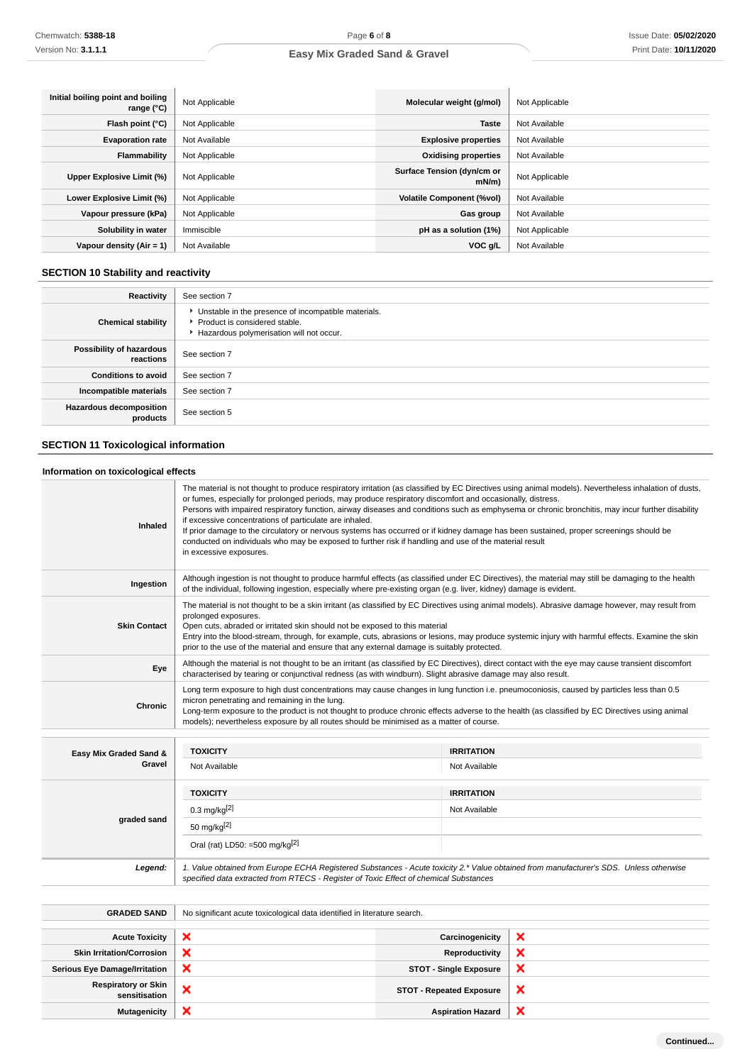| | | | |
|---|---|---|---|
| **Initial boiling point and boiling range (°C)** | Not Applicable | **Molecular weight (g/mol)** | Not Applicable |
| **Flash point (°C)** | Not Applicable | **Taste** | Not Available |
| **Evaporation rate** | Not Available | **Explosive properties** | Not Available |
| **Flammability** | Not Applicable | **Oxidising properties** | Not Available |
| **Upper Explosive Limit (%)** | Not Applicable | **Surface Tension (dyn/cm or mN/m)** | Not Applicable |
| **Lower Explosive Limit (%)** | Not Applicable | **Volatile Component (%vol)** | Not Available |
| **Vapour pressure (kPa)** | Not Applicable | **Gas group** | Not Available |
| **Solubility in water** | Immiscible | **pH as a solution (1%)** | Not Applicable |
| **Vapour density (Air = 1)** | Not Available | **VOC g/L** | Not Available |

## SECTION 10 Stability and reactivity

| | |
|---|---|
| **Reactivity** | See section 7 |
| **Chemical stability** | ‣ Unstable in the presence of incompatible materials.<br>‣ Product is considered stable.<br>‣ Hazardous polymerisation will not occur. |
| **Possibility of hazardous reactions** | See section 7 |
| **Conditions to avoid** | See section 7 |
| **Incompatible materials** | See section 7 |
| **Hazardous decomposition products** | See section 5 |

## SECTION 11 Toxicological information

### Information on toxicological effects

| | |
|---|---|
| **Inhaled** | The material is not thought to produce respiratory irritation (as classified by EC Directives using animal models). Nevertheless inhalation of dusts, or fumes, especially for prolonged periods, may produce respiratory discomfort and occasionally, distress.<br>Persons with impaired respiratory function, airway diseases and conditions such as emphysema or chronic bronchitis, may incur further disability if excessive concentrations of particulate are inhaled.<br>If prior damage to the circulatory or nervous systems has occurred or if kidney damage has been sustained, proper screenings should be conducted on individuals who may be exposed to further risk if handling and use of the material result in excessive exposures. |
| **Ingestion** | Although ingestion is not thought to produce harmful effects (as classified under EC Directives), the material may still be damaging to the health of the individual, following ingestion, especially where pre-existing organ (e.g. liver, kidney) damage is evident. |
| **Skin Contact** | The material is not thought to be a skin irritant (as classified by EC Directives using animal models). Abrasive damage however, may result from prolonged exposures.<br>Open cuts, abraded or irritated skin should not be exposed to this material<br>Entry into the blood-stream, through, for example, cuts, abrasions or lesions, may produce systemic injury with harmful effects. Examine the skin prior to the use of the material and ensure that any external damage is suitably protected. |
| **Eye** | Although the material is not thought to be an irritant (as classified by EC Directives), direct contact with the eye may cause transient discomfort characterised by tearing or conjunctival redness (as with windburn). Slight abrasive damage may also result. |
| **Chronic** | Long term exposure to high dust concentrations may cause changes in lung function i.e. pneumoconiosis, caused by particles less than 0.5 micron penetrating and remaining in the lung.<br>Long-term exposure to the product is not thought to produce chronic effects adverse to the health (as classified by EC Directives using animal models); nevertheless exposure by all routes should be minimised as a matter of course. |

| | TOXICITY | IRRITATION |
|---|---|---|
| **Easy Mix Graded Sand & Gravel** | Not Available | Not Available |
| | **TOXICITY** | **IRRITATION** |
| **graded sand** | 0.3 mg/kg[2] | Not Available |
| | 50 mg/kg[2] | |
| | Oral (rat) LD50: =500 mg/kg[2] | |
| ***Legend:*** | *1. Value obtained from Europe ECHA Registered Substances - Acute toxicity 2.\* Value obtained from manufacturer's SDS. Unless otherwise specified data extracted from RTECS - Register of Toxic Effect of chemical Substances* | |

| | |
|---|---|
| **GRADED SAND** | No significant acute toxicological data identified in literature search. |

| | | | |
|---|---|---|---|
| **Acute Toxicity** | ❌ | **Carcinogenicity** | ❌ |
| **Skin Irritation/Corrosion** | ❌ | **Reproductivity** | ❌ |
| **Serious Eye Damage/Irritation** | ❌ | **STOT - Single Exposure** | ❌ |
| **Respiratory or Skin sensitisation** | ❌ | **STOT - Repeated Exposure** | ❌ |
| **Mutagenicity** | ❌ | **Aspiration Hazard** | ❌ |

**Continued...**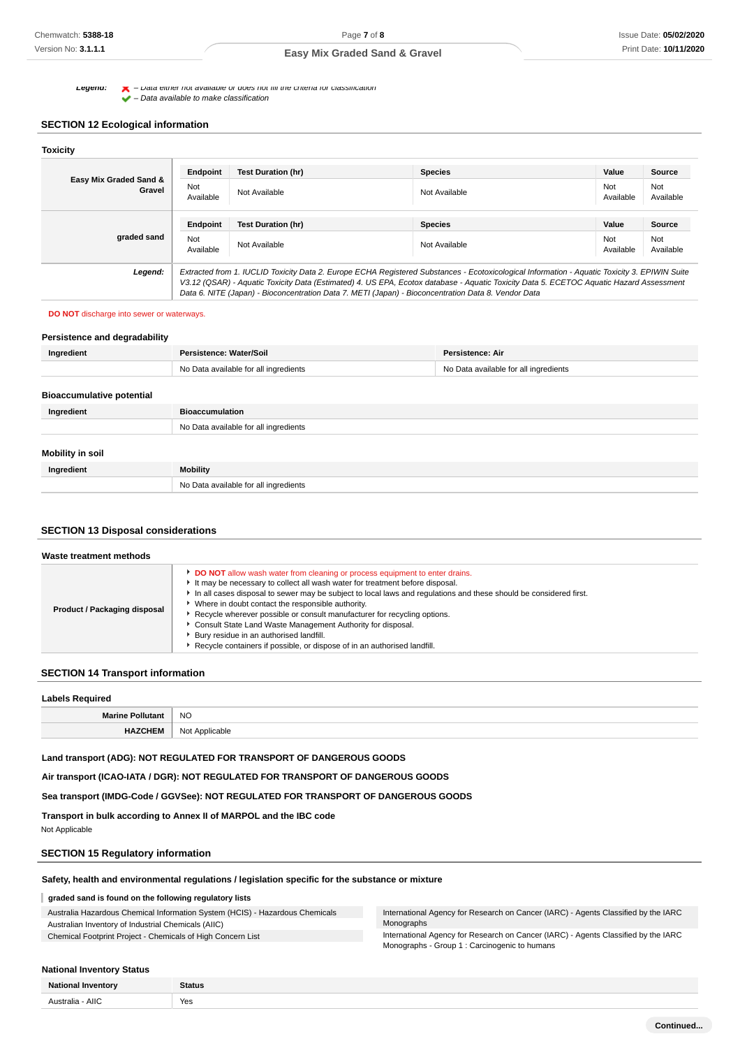**Legend:** ✗ – Data either not available or does not fill the criteria for classification
✔ – Data available to make classification

## SECTION 12 Ecological information

### Toxicity

| | Endpoint | Test Duration (hr) | Species | Value | Source |
|---|---|---|---|---|---|
| **Easy Mix Graded Sand & Gravel** | Not Available | Not Available | Not Available | Not Available | Not Available |
| **graded sand** | **Endpoint** | **Test Duration (hr)** | **Species** | **Value** | **Source** |
| | Not Available | Not Available | Not Available | Not Available | Not Available |
| ***Legend:*** | *Extracted from 1. IUCLID Toxicity Data 2. Europe ECHA Registered Substances - Ecotoxicological Information - Aquatic Toxicity 3. EPIWIN Suite V3.12 (QSAR) - Aquatic Toxicity Data (Estimated) 4. US EPA, Ecotox database - Aquatic Toxicity Data 5. ECETOC Aquatic Hazard Assessment Data 6. NITE (Japan) - Bioconcentration Data 7. METI (Japan) - Bioconcentration Data 8. Vendor Data* | | | | |

**DO NOT** discharge into sewer or waterways.

### Persistence and degradability

| Ingredient | Persistence: Water/Soil | Persistence: Air |
|---|---|---|
| | No Data available for all ingredients | No Data available for all ingredients |

### Bioaccumulative potential

| Ingredient | Bioaccumulation |
|---|---|
| | No Data available for all ingredients |

### Mobility in soil

| Ingredient | Mobility |
|---|---|
| | No Data available for all ingredients |

## SECTION 13 Disposal considerations

### Waste treatment methods

| | |
|---|---|
| **Product / Packaging disposal** | ▸ **DO NOT** allow wash water from cleaning or process equipment to enter drains.<br>▸ It may be necessary to collect all wash water for treatment before disposal.<br>▸ In all cases disposal to sewer may be subject to local laws and regulations and these should be considered first.<br>▸ Where in doubt contact the responsible authority.<br>▸ Recycle wherever possible or consult manufacturer for recycling options.<br>▸ Consult State Land Waste Management Authority for disposal.<br>▸ Bury residue in an authorised landfill.<br>▸ Recycle containers if possible, or dispose of in an authorised landfill. |

## SECTION 14 Transport information

### Labels Required

| | |
|---|---|
| **Marine Pollutant** | NO |
| **HAZCHEM** | Not Applicable |

**Land transport (ADG): NOT REGULATED FOR TRANSPORT OF DANGEROUS GOODS**

**Air transport (ICAO-IATA / DGR): NOT REGULATED FOR TRANSPORT OF DANGEROUS GOODS**

**Sea transport (IMDG-Code / GGVSee): NOT REGULATED FOR TRANSPORT OF DANGEROUS GOODS**

**Transport in bulk according to Annex II of MARPOL and the IBC code**

Not Applicable

## SECTION 15 Regulatory information

### Safety, health and environmental regulations / legislation specific for the substance or mixture

**graded sand is found on the following regulatory lists**

| | |
|---|---|
| Australia Hazardous Chemical Information System (HCIS) - Hazardous Chemicals | International Agency for Research on Cancer (IARC) - Agents Classified by the IARC Monographs |
| Australian Inventory of Industrial Chemicals (AIIC) | International Agency for Research on Cancer (IARC) - Agents Classified by the IARC Monographs - Group 1 : Carcinogenic to humans |
| Chemical Footprint Project - Chemicals of High Concern List | |

### National Inventory Status

| National Inventory | Status |
|---|---|
| Australia - AIIC | Yes |

Continued...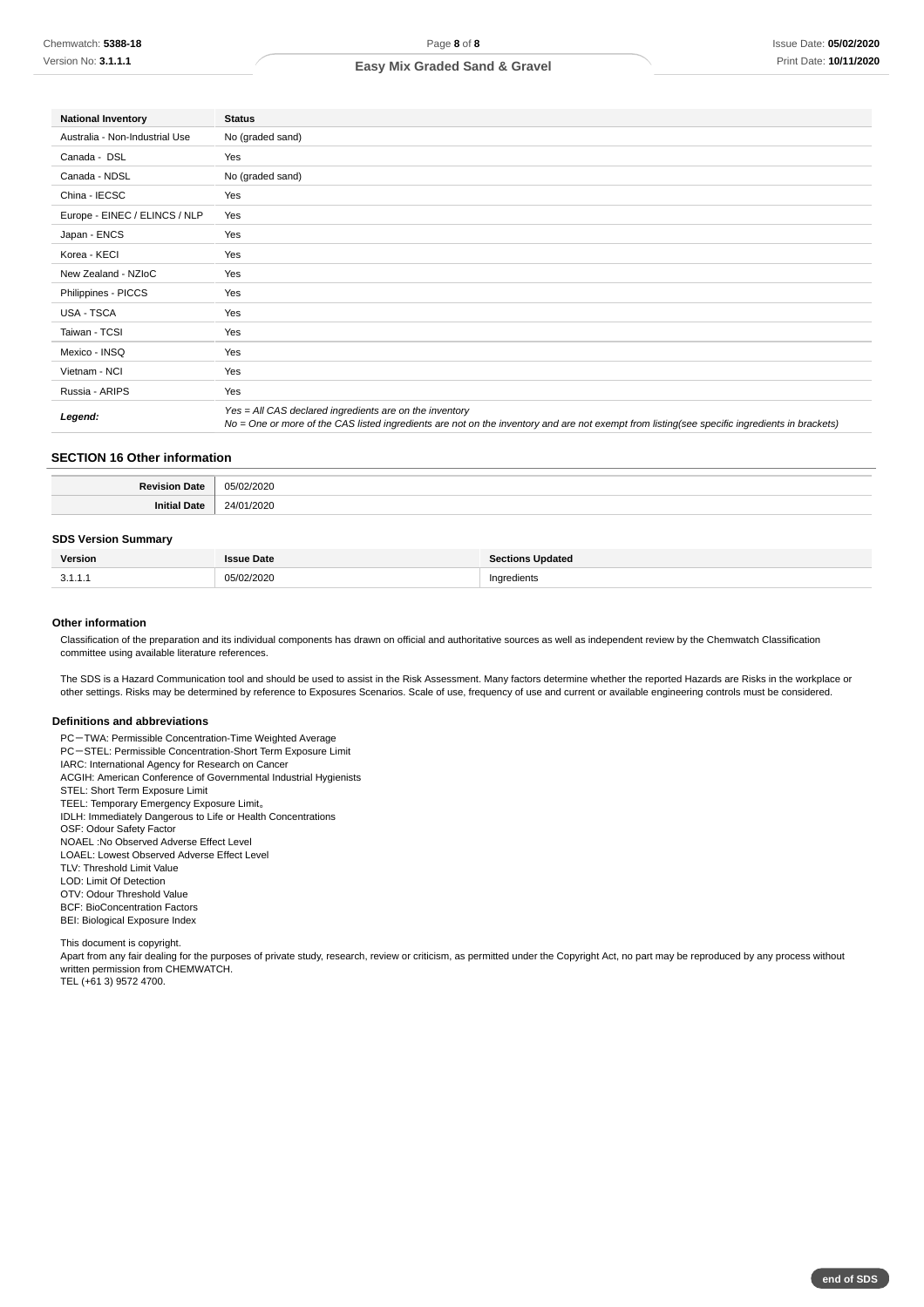| National Inventory | Status |
|---|---|
| Australia - Non-Industrial Use | No (graded sand) |
| Canada - DSL | Yes |
| Canada - NDSL | No (graded sand) |
| China - IECSC | Yes |
| Europe - EINEC / ELINCS / NLP | Yes |
| Japan - ENCS | Yes |
| Korea - KECI | Yes |
| New Zealand - NZIoC | Yes |
| Philippines - PICCS | Yes |
| USA - TSCA | Yes |
| Taiwan - TCSI | Yes |
| Mexico - INSQ | Yes |
| Vietnam - NCI | Yes |
| Russia - ARIPS | Yes |
| ***Legend:*** | *Yes = All CAS declared ingredients are on the inventory*<br>*No = One or more of the CAS listed ingredients are not on the inventory and are not exempt from listing(see specific ingredients in brackets)* |

## SECTION 16 Other information

| | |
|---|---|
| **Revision Date** | 05/02/2020 |
| **Initial Date** | 24/01/2020 |

### SDS Version Summary

| Version | Issue Date | Sections Updated |
|---|---|---|
| 3.1.1.1 | 05/02/2020 | Ingredients |

### Other information

Classification of the preparation and its individual components has drawn on official and authoritative sources as well as independent review by the Chemwatch Classification committee using available literature references.

The SDS is a Hazard Communication tool and should be used to assist in the Risk Assessment. Many factors determine whether the reported Hazards are Risks in the workplace or other settings. Risks may be determined by reference to Exposures Scenarios. Scale of use, frequency of use and current or available engineering controls must be considered.

### Definitions and abbreviations

PC－TWA: Permissible Concentration-Time Weighted Average
PC－STEL: Permissible Concentration-Short Term Exposure Limit
IARC: International Agency for Research on Cancer
ACGIH: American Conference of Governmental Industrial Hygienists
STEL: Short Term Exposure Limit
TEEL: Temporary Emergency Exposure Limit。
IDLH: Immediately Dangerous to Life or Health Concentrations
OSF: Odour Safety Factor
NOAEL :No Observed Adverse Effect Level
LOAEL: Lowest Observed Adverse Effect Level
TLV: Threshold Limit Value
LOD: Limit Of Detection
OTV: Odour Threshold Value
BCF: BioConcentration Factors
BEI: Biological Exposure Index

This document is copyright.
Apart from any fair dealing for the purposes of private study, research, review or criticism, as permitted under the Copyright Act, no part may be reproduced by any process without written permission from CHEMWATCH.
TEL (+61 3) 9572 4700.

**end of SDS**